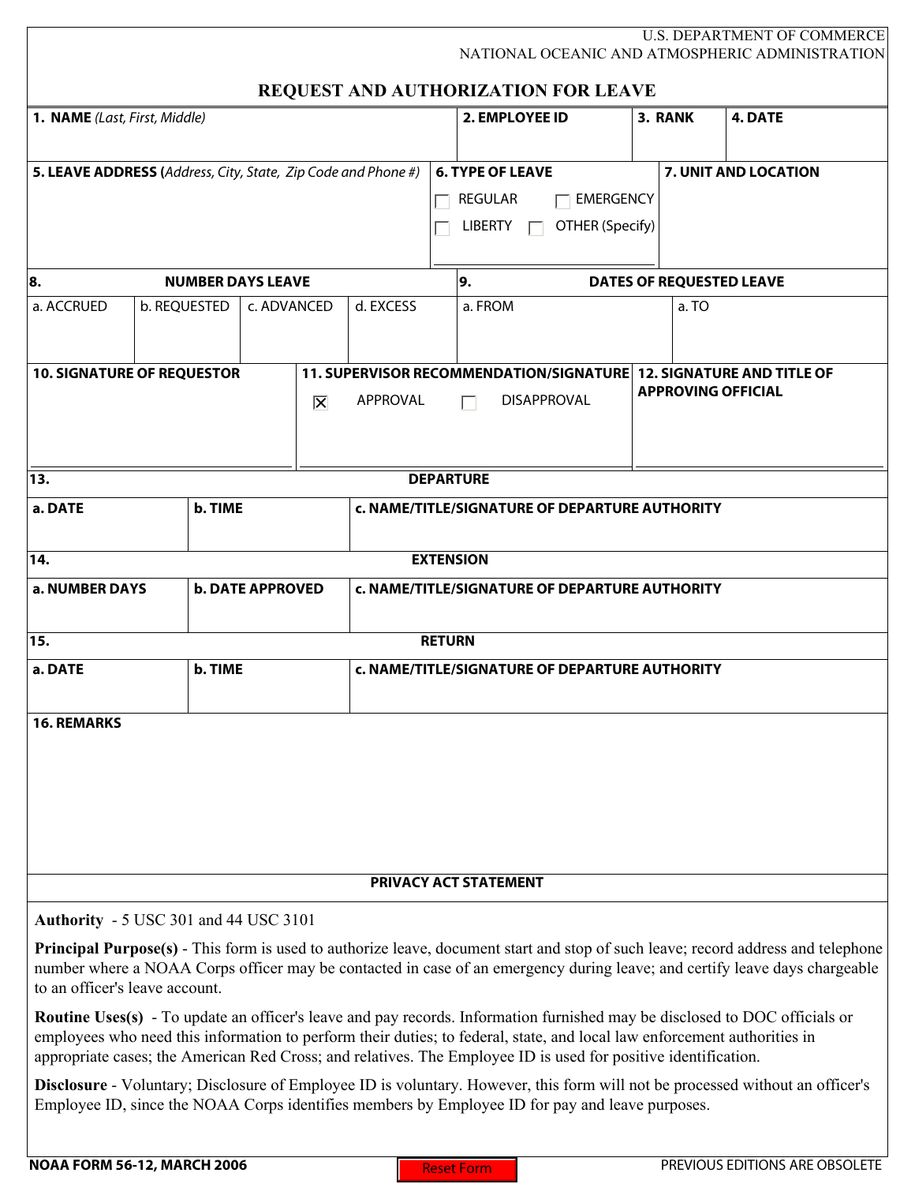U.S. DEPARTMENT OF COMMERCE
NATIONAL OCEANIC AND ATMOSPHERIC ADMINISTRATION

# REQUEST AND AUTHORIZATION FOR LEAVE

| **1. NAME** *(Last, First, Middle)* | **2. EMPLOYEE ID** | **3. RANK** | **4. DATE** |
|---|---|---|---|
| | | | |

| **5. LEAVE ADDRESS (***Address, City, State, Zip Code and Phone #***)** | **6. TYPE OF LEAVE** | **7. UNIT AND LOCATION** |
|---|---|---|
| | ☐ REGULAR ☐ EMERGENCY<br>☐ LIBERTY ☐ OTHER (Specify) | |

| **8. NUMBER DAYS LEAVE** | | | | **9. DATES OF REQUESTED LEAVE** | |
|---|---|---|---|---|---|
| a. ACCRUED | b. REQUESTED | c. ADVANCED | d. EXCESS | a. FROM | a. TO |
| | | | | | |

| **10. SIGNATURE OF REQUESTOR** | **11. SUPERVISOR RECOMMENDATION/SIGNATURE** | **12. SIGNATURE AND TITLE OF APPROVING OFFICIAL** |
|---|---|---|
| | ☒ APPROVAL ☐ DISAPPROVAL | |

| **13. DEPARTURE** | | |
|---|---|---|
| **a. DATE** | **b. TIME** | **c. NAME/TITLE/SIGNATURE OF DEPARTURE AUTHORITY** |
| | | |

| **14. EXTENSION** | | |
|---|---|---|
| **a. NUMBER DAYS** | **b. DATE APPROVED** | **c. NAME/TITLE/SIGNATURE OF DEPARTURE AUTHORITY** |
| | | |

| **15. RETURN** | | |
|---|---|---|
| **a. DATE** | **b. TIME** | **c. NAME/TITLE/SIGNATURE OF DEPARTURE AUTHORITY** |
| | | |

**16. REMARKS**

## PRIVACY ACT STATEMENT

**Authority** - 5 USC 301 and 44 USC 3101

**Principal Purpose(s)** - This form is used to authorize leave, document start and stop of such leave; record address and telephone number where a NOAA Corps officer may be contacted in case of an emergency during leave; and certify leave days chargeable to an officer's leave account.

**Routine Uses(s)** - To update an officer's leave and pay records. Information furnished may be disclosed to DOC officials or employees who need this information to perform their duties; to federal, state, and local law enforcement authorities in appropriate cases; the American Red Cross; and relatives. The Employee ID is used for positive identification.

**Disclosure** - Voluntary; Disclosure of Employee ID is voluntary. However, this form will not be processed without an officer's Employee ID, since the NOAA Corps identifies members by Employee ID for pay and leave purposes.

NOAA FORM 56-12, MARCH 2006 | Reset Form | PREVIOUS EDITIONS ARE OBSOLETE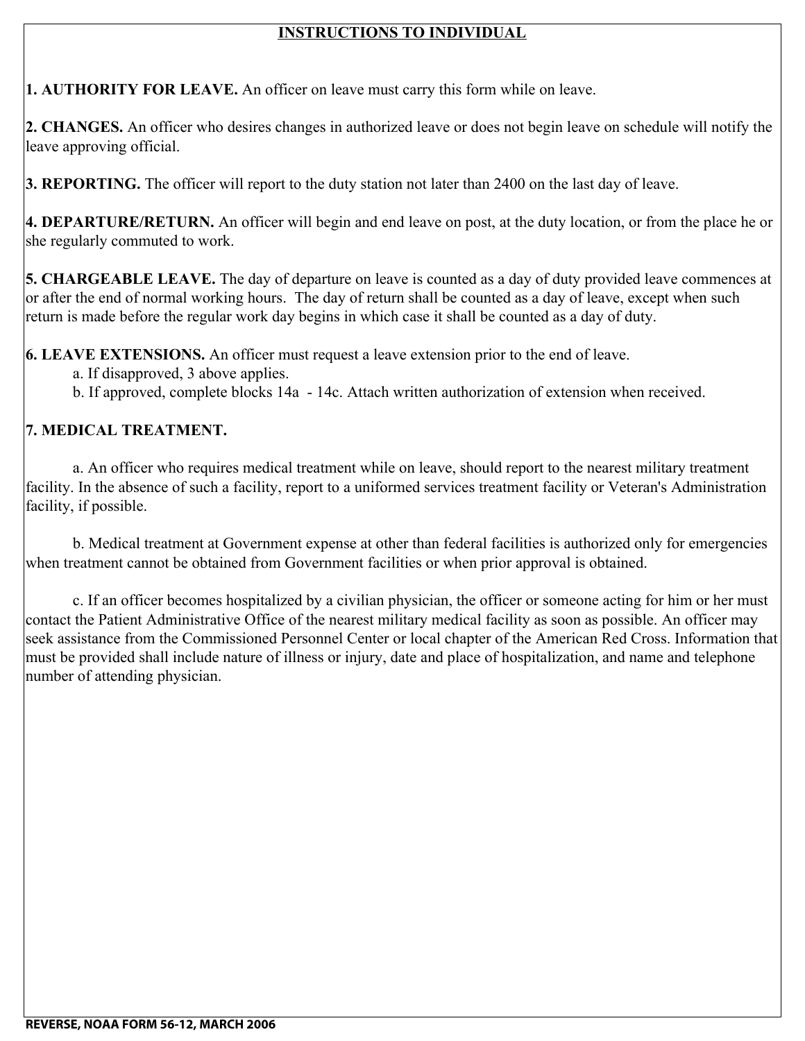## INSTRUCTIONS TO INDIVIDUAL

**1. AUTHORITY FOR LEAVE.** An officer on leave must carry this form while on leave.

**2. CHANGES.** An officer who desires changes in authorized leave or does not begin leave on schedule will notify the leave approving official.

**3. REPORTING.** The officer will report to the duty station not later than 2400 on the last day of leave.

**4. DEPARTURE/RETURN.** An officer will begin and end leave on post, at the duty location, or from the place he or she regularly commuted to work.

**5. CHARGEABLE LEAVE.** The day of departure on leave is counted as a day of duty provided leave commences at or after the end of normal working hours. The day of return shall be counted as a day of leave, except when such return is made before the regular work day begins in which case it shall be counted as a day of duty.

**6. LEAVE EXTENSIONS.** An officer must request a leave extension prior to the end of leave.

a. If disapproved, 3 above applies.

b. If approved, complete blocks 14a - 14c. Attach written authorization of extension when received.

**7. MEDICAL TREATMENT.**

a. An officer who requires medical treatment while on leave, should report to the nearest military treatment facility. In the absence of such a facility, report to a uniformed services treatment facility or Veteran's Administration facility, if possible.

b. Medical treatment at Government expense at other than federal facilities is authorized only for emergencies when treatment cannot be obtained from Government facilities or when prior approval is obtained.

c. If an officer becomes hospitalized by a civilian physician, the officer or someone acting for him or her must contact the Patient Administrative Office of the nearest military medical facility as soon as possible. An officer may seek assistance from the Commissioned Personnel Center or local chapter of the American Red Cross. Information that must be provided shall include nature of illness or injury, date and place of hospitalization, and name and telephone number of attending physician.

REVERSE, NOAA FORM 56-12, MARCH 2006